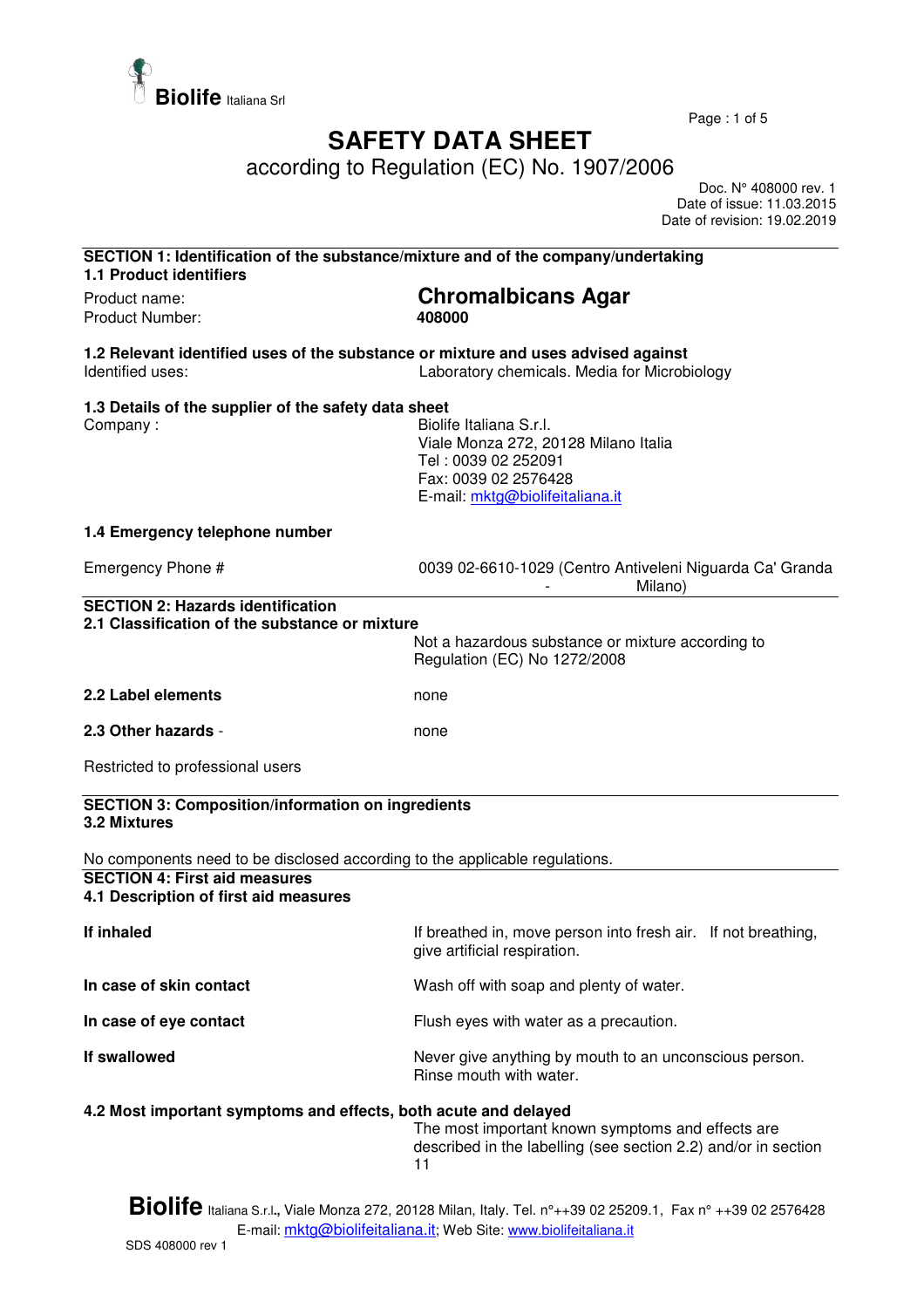Biolife Italiana Srl

# SAFETY DATA SHEET

according to Regulation (EC) No. 1907/2006

Doc. N° 408000 rev. 1
Date of issue: 11.03.2015
Date of revision: 19.02.2019

## SECTION 1: Identification of the substance/mixture and of the company/undertaking

### 1.1 Product identifiers

Product name: **Chromalbicans Agar**

Product Number: **408000**

### 1.2 Relevant identified uses of the substance or mixture and uses advised against

Identified uses: Laboratory chemicals. Media for Microbiology

### 1.3 Details of the supplier of the safety data sheet

Company : Biolife Italiana S.r.l.
Viale Monza 272, 20128 Milano Italia
Tel : 0039 02 252091
Fax: 0039 02 2576428
E-mail: mktg@biolifeitaliana.it

### 1.4 Emergency telephone number

Emergency Phone # 0039 02-6610-1029 (Centro Antiveleni Niguarda Ca' Granda - Milano)

## SECTION 2: Hazards identification

### 2.1 Classification of the substance or mixture

Not a hazardous substance or mixture according to Regulation (EC) No 1272/2008

**2.2 Label elements** none

**2.3 Other hazards** - none

Restricted to professional users

## SECTION 3: Composition/information on ingredients

### 3.2 Mixtures

No components need to be disclosed according to the applicable regulations.

## SECTION 4: First aid measures

### 4.1 Description of first aid measures

**If inhaled** If breathed in, move person into fresh air. If not breathing, give artificial respiration.

**In case of skin contact** Wash off with soap and plenty of water.

**In case of eye contact** Flush eyes with water as a precaution.

**If swallowed** Never give anything by mouth to an unconscious person. Rinse mouth with water.

### 4.2 Most important symptoms and effects, both acute and delayed

The most important known symptoms and effects are described in the labelling (see section 2.2) and/or in section 11

Biolife Italiana S.r.l., Viale Monza 272, 20128 Milan, Italy. Tel. n°++39 02 25209.1, Fax n° ++39 02 2576428
E-mail: mktg@biolifeitaliana.it; Web Site: www.biolifeitaliana.it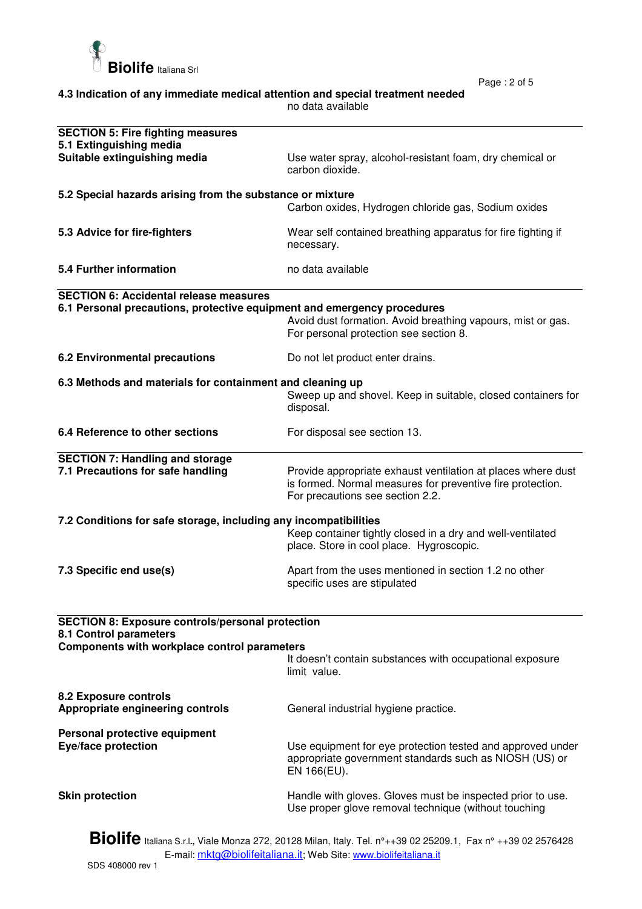**4.3 Indication of any immediate medical attention and special treatment needed**

no data available

## SECTION 5: Fire fighting measures

**5.1 Extinguishing media**

**Suitable extinguishing media** — Use water spray, alcohol-resistant foam, dry chemical or carbon dioxide.

**5.2 Special hazards arising from the substance or mixture**

Carbon oxides, Hydrogen chloride gas, Sodium oxides

**5.3 Advice for fire-fighters** — Wear self contained breathing apparatus for fire fighting if necessary.

**5.4 Further information** — no data available

## SECTION 6: Accidental release measures

**6.1 Personal precautions, protective equipment and emergency procedures**

Avoid dust formation. Avoid breathing vapours, mist or gas. For personal protection see section 8.

**6.2 Environmental precautions** — Do not let product enter drains.

**6.3 Methods and materials for containment and cleaning up**

Sweep up and shovel. Keep in suitable, closed containers for disposal.

**6.4 Reference to other sections** — For disposal see section 13.

## SECTION 7: Handling and storage

**7.1 Precautions for safe handling** — Provide appropriate exhaust ventilation at places where dust is formed. Normal measures for preventive fire protection. For precautions see section 2.2.

**7.2 Conditions for safe storage, including any incompatibilities**

Keep container tightly closed in a dry and well-ventilated place. Store in cool place. Hygroscopic.

**7.3 Specific end use(s)** — Apart from the uses mentioned in section 1.2 no other specific uses are stipulated

## SECTION 8: Exposure controls/personal protection

**8.1 Control parameters**

**Components with workplace control parameters**

It doesn't contain substances with occupational exposure limit value.

**8.2 Exposure controls**

**Appropriate engineering controls** — General industrial hygiene practice.

**Personal protective equipment**

**Eye/face protection** — Use equipment for eye protection tested and approved under appropriate government standards such as NIOSH (US) or EN 166(EU).

**Skin protection** — Handle with gloves. Gloves must be inspected prior to use. Use proper glove removal technique (without touching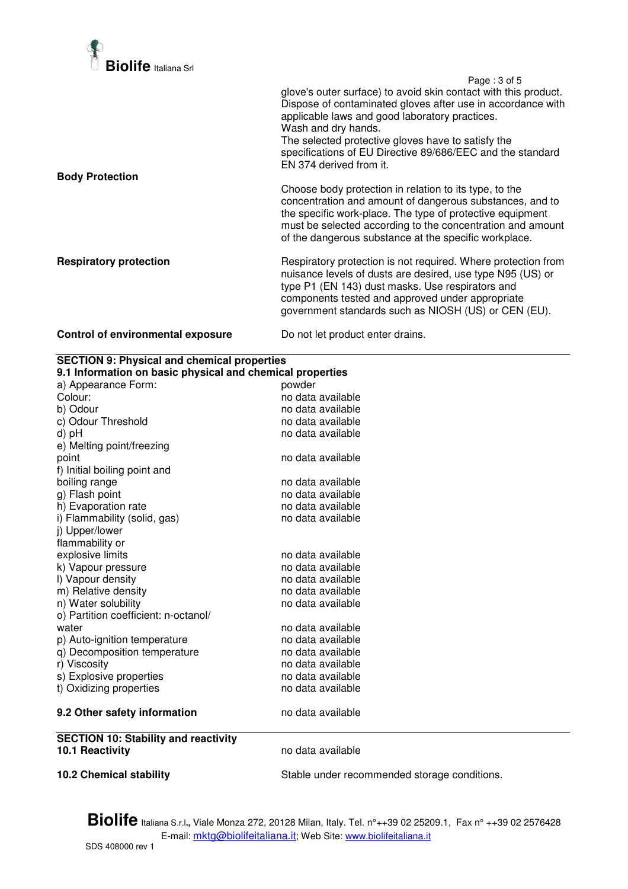glove's outer surface) to avoid skin contact with this product. Dispose of contaminated gloves after use in accordance with applicable laws and good laboratory practices.
Wash and dry hands.
The selected protective gloves have to satisfy the specifications of EU Directive 89/686/EEC and the standard EN 374 derived from it.

**Body Protection**

Choose body protection in relation to its type, to the concentration and amount of dangerous substances, and to the specific work-place. The type of protective equipment must be selected according to the concentration and amount of the dangerous substance at the specific workplace.

**Respiratory protection**

Respiratory protection is not required. Where protection from nuisance levels of dusts are desired, use type N95 (US) or type P1 (EN 143) dust masks. Use respirators and components tested and approved under appropriate government standards such as NIOSH (US) or CEN (EU).

**Control of environmental exposure**

Do not let product enter drains.

## SECTION 9: Physical and chemical properties

### 9.1 Information on basic physical and chemical properties

| Property | Value |
|---|---|
| a) Appearance Form: | powder |
| Colour: | no data available |
| b) Odour | no data available |
| c) Odour Threshold | no data available |
| d) pH | no data available |
| e) Melting point/freezing point | no data available |
| f) Initial boiling point and boiling range | no data available |
| g) Flash point | no data available |
| h) Evaporation rate | no data available |
| i) Flammability (solid, gas) | no data available |
| j) Upper/lower flammability or explosive limits | no data available |
| k) Vapour pressure | no data available |
| l) Vapour density | no data available |
| m) Relative density | no data available |
| n) Water solubility | no data available |
| o) Partition coefficient: n-octanol/ water | no data available |
| p) Auto-ignition temperature | no data available |
| q) Decomposition temperature | no data available |
| r) Viscosity | no data available |
| s) Explosive properties | no data available |
| t) Oxidizing properties | no data available |

**9.2 Other safety information** — no data available

## SECTION 10: Stability and reactivity

**10.1 Reactivity** — no data available

**10.2 Chemical stability** — Stable under recommended storage conditions.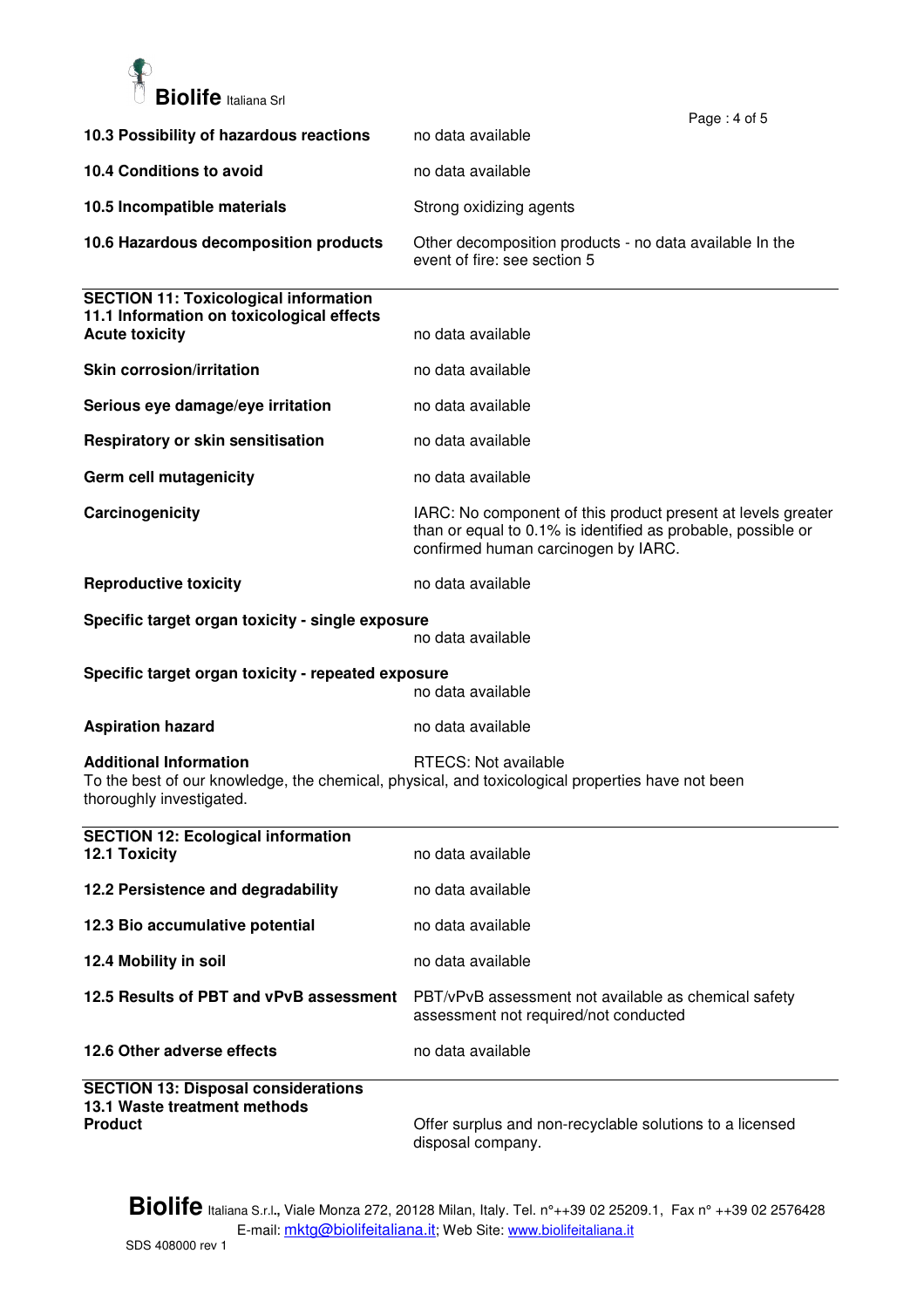**10.3 Possibility of hazardous reactions** no data available

**10.4 Conditions to avoid** no data available

**10.5 Incompatible materials** Strong oxidizing agents

**10.6 Hazardous decomposition products** Other decomposition products - no data available In the event of fire: see section 5

## SECTION 11: Toxicological information

### 11.1 Information on toxicological effects

**Acute toxicity** no data available

**Skin corrosion/irritation** no data available

**Serious eye damage/eye irritation** no data available

**Respiratory or skin sensitisation** no data available

**Germ cell mutagenicity** no data available

**Carcinogenicity** IARC: No component of this product present at levels greater than or equal to 0.1% is identified as probable, possible or confirmed human carcinogen by IARC.

**Reproductive toxicity** no data available

**Specific target organ toxicity - single exposure**
no data available

**Specific target organ toxicity - repeated exposure**
no data available

**Aspiration hazard** no data available

**Additional Information** RTECS: Not available
To the best of our knowledge, the chemical, physical, and toxicological properties have not been thoroughly investigated.

## SECTION 12: Ecological information

**12.1 Toxicity** no data available

**12.2 Persistence and degradability** no data available

**12.3 Bio accumulative potential** no data available

**12.4 Mobility in soil** no data available

**12.5 Results of PBT and vPvB assessment** PBT/vPvB assessment not available as chemical safety assessment not required/not conducted

**12.6 Other adverse effects** no data available

## SECTION 13: Disposal considerations

### 13.1 Waste treatment methods

**Product** Offer surplus and non-recyclable solutions to a licensed disposal company.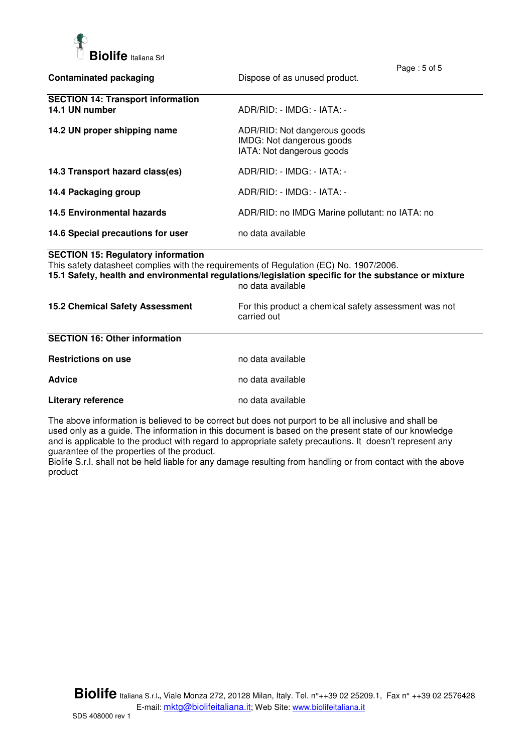| | |
|---|---|
| **Contaminated packaging** | Dispose of as unused product. |

## SECTION 14: Transport information

| | |
|---|---|
| **14.1 UN number** | ADR/RID: - IMDG: - IATA: - |
| **14.2 UN proper shipping name** | ADR/RID: Not dangerous goods<br>IMDG: Not dangerous goods<br>IATA: Not dangerous goods |
| **14.3 Transport hazard class(es)** | ADR/RID: - IMDG: - IATA: - |
| **14.4 Packaging group** | ADR/RID: - IMDG: - IATA: - |
| **14.5 Environmental hazards** | ADR/RID: no IMDG Marine pollutant: no IATA: no |
| **14.6 Special precautions for user** | no data available |

## SECTION 15: Regulatory information

This safety datasheet complies with the requirements of Regulation (EC) No. 1907/2006.

**15.1 Safety, health and environmental regulations/legislation specific for the substance or mixture**

no data available

| | |
|---|---|
| **15.2 Chemical Safety Assessment** | For this product a chemical safety assessment was not carried out |

## SECTION 16: Other information

| | |
|---|---|
| **Restrictions on use** | no data available |
| **Advice** | no data available |
| **Literary reference** | no data available |

The above information is believed to be correct but does not purport to be all inclusive and shall be used only as a guide. The information in this document is based on the present state of our knowledge and is applicable to the product with regard to appropriate safety precautions. It doesn't represent any guarantee of the properties of the product.

Biolife S.r.l. shall not be held liable for any damage resulting from handling or from contact with the above product